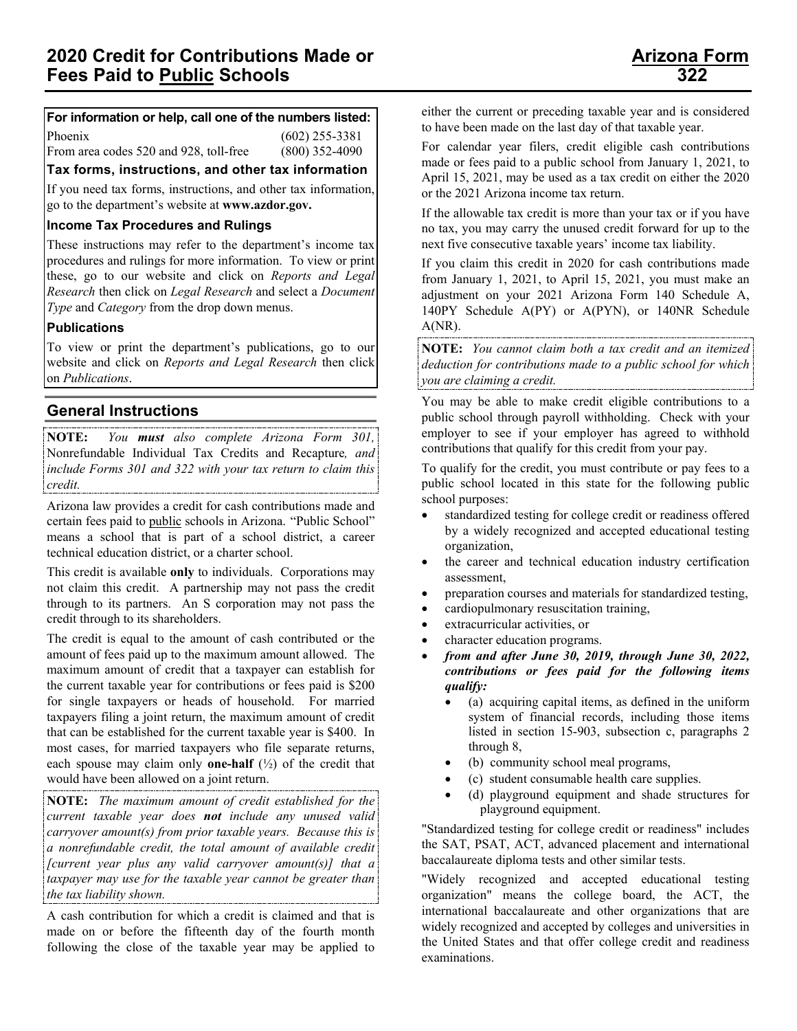# 2020 Credit for Contributions Made or Fees Paid to Public Schools

# Arizona Form 322

**For information or help, call one of the numbers listed:**

| | |
|---|---|
| Phoenix | (602) 255-3381 |
| From area codes 520 and 928, toll-free | (800) 352-4090 |

**Tax forms, instructions, and other tax information**

If you need tax forms, instructions, and other tax information, go to the department's website at **www.azdor.gov.**

**Income Tax Procedures and Rulings**

These instructions may refer to the department's income tax procedures and rulings for more information. To view or print these, go to our website and click on *Reports and Legal Research* then click on *Legal Research* and select a *Document Type* and *Category* from the drop down menus.

**Publications**

To view or print the department's publications, go to our website and click on *Reports and Legal Research* then click on *Publications*.

## General Instructions

**NOTE:** *You **must** also complete Arizona Form 301,* Nonrefundable Individual Tax Credits and Recapture*, and include Forms 301 and 322 with your tax return to claim this credit.*

Arizona law provides a credit for cash contributions made and certain fees paid to public schools in Arizona. "Public School" means a school that is part of a school district, a career technical education district, or a charter school.

This credit is available **only** to individuals. Corporations may not claim this credit. A partnership may not pass the credit through to its partners. An S corporation may not pass the credit through to its shareholders.

The credit is equal to the amount of cash contributed or the amount of fees paid up to the maximum amount allowed. The maximum amount of credit that a taxpayer can establish for the current taxable year for contributions or fees paid is $200 for single taxpayers or heads of household. For married taxpayers filing a joint return, the maximum amount of credit that can be established for the current taxable year is $400. In most cases, for married taxpayers who file separate returns, each spouse may claim only **one-half** (½) of the credit that would have been allowed on a joint return.

**NOTE:** *The maximum amount of credit established for the current taxable year does **not** include any unused valid carryover amount(s) from prior taxable years. Because this is a nonrefundable credit, the total amount of available credit [current year plus any valid carryover amount(s)] that a taxpayer may use for the taxable year cannot be greater than the tax liability shown.*

A cash contribution for which a credit is claimed and that is made on or before the fifteenth day of the fourth month following the close of the taxable year may be applied to either the current or preceding taxable year and is considered to have been made on the last day of that taxable year.

For calendar year filers, credit eligible cash contributions made or fees paid to a public school from January 1, 2021, to April 15, 2021, may be used as a tax credit on either the 2020 or the 2021 Arizona income tax return.

If the allowable tax credit is more than your tax or if you have no tax, you may carry the unused credit forward for up to the next five consecutive taxable years' income tax liability.

If you claim this credit in 2020 for cash contributions made from January 1, 2021, to April 15, 2021, you must make an adjustment on your 2021 Arizona Form 140 Schedule A, 140PY Schedule A(PY) or A(PYN), or 140NR Schedule A(NR).

**NOTE:** *You cannot claim both a tax credit and an itemized deduction for contributions made to a public school for which you are claiming a credit.*

You may be able to make credit eligible contributions to a public school through payroll withholding. Check with your employer to see if your employer has agreed to withhold contributions that qualify for this credit from your pay.

To qualify for the credit, you must contribute or pay fees to a public school located in this state for the following public school purposes:

- standardized testing for college credit or readiness offered by a widely recognized and accepted educational testing organization,
- the career and technical education industry certification assessment,
- preparation courses and materials for standardized testing,
- cardiopulmonary resuscitation training,
- extracurricular activities, or
- character education programs.
- ***from and after June 30, 2019, through June 30, 2022, contributions or fees paid for the following items qualify:***
  - (a) acquiring capital items, as defined in the uniform system of financial records, including those items listed in section 15-903, subsection c, paragraphs 2 through 8,
  - (b) community school meal programs,
  - (c) student consumable health care supplies.
  - (d) playground equipment and shade structures for playground equipment.

"Standardized testing for college credit or readiness" includes the SAT, PSAT, ACT, advanced placement and international baccalaureate diploma tests and other similar tests.

"Widely recognized and accepted educational testing organization" means the college board, the ACT, the international baccalaureate and other organizations that are widely recognized and accepted by colleges and universities in the United States and that offer college credit and readiness examinations.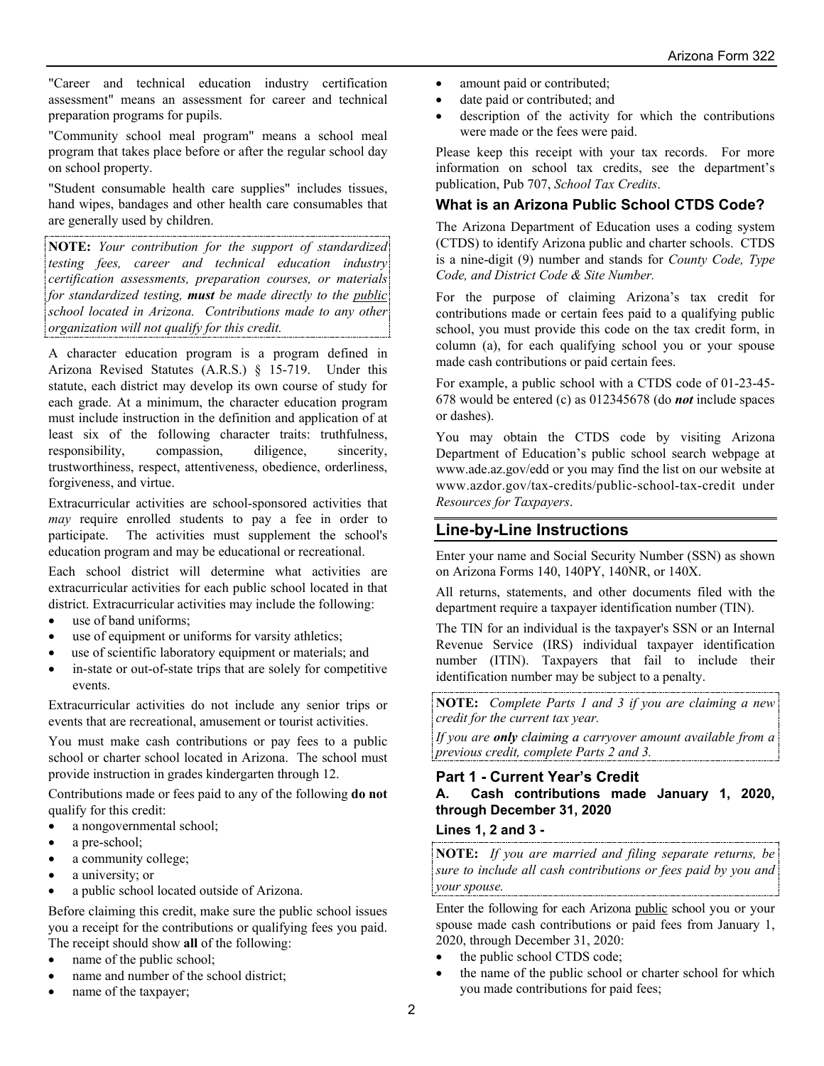"Career and technical education industry certification assessment" means an assessment for career and technical preparation programs for pupils.

"Community school meal program" means a school meal program that takes place before or after the regular school day on school property.

"Student consumable health care supplies" includes tissues, hand wipes, bandages and other health care consumables that are generally used by children.

**NOTE:** *Your contribution for the support of standardized testing fees, career and technical education industry certification assessments, preparation courses, or materials for standardized testing,* ***must*** *be made directly to the* *public* *school located in Arizona. Contributions made to any other organization will not qualify for this credit.*

A character education program is a program defined in Arizona Revised Statutes (A.R.S.) § 15-719. Under this statute, each district may develop its own course of study for each grade. At a minimum, the character education program must include instruction in the definition and application of at least six of the following character traits: truthfulness, responsibility, compassion, diligence, sincerity, trustworthiness, respect, attentiveness, obedience, orderliness, forgiveness, and virtue.

Extracurricular activities are school-sponsored activities that *may* require enrolled students to pay a fee in order to participate. The activities must supplement the school's education program and may be educational or recreational.

Each school district will determine what activities are extracurricular activities for each public school located in that district. Extracurricular activities may include the following:

- use of band uniforms;
- use of equipment or uniforms for varsity athletics;
- use of scientific laboratory equipment or materials; and
- in-state or out-of-state trips that are solely for competitive events.

Extracurricular activities do not include any senior trips or events that are recreational, amusement or tourist activities.

You must make cash contributions or pay fees to a public school or charter school located in Arizona. The school must provide instruction in grades kindergarten through 12.

Contributions made or fees paid to any of the following **do not** qualify for this credit:

- a nongovernmental school;
- a pre-school;
- a community college;
- a university; or
- a public school located outside of Arizona.

Before claiming this credit, make sure the public school issues you a receipt for the contributions or qualifying fees you paid. The receipt should show **all** of the following:

- name of the public school;
- name and number of the school district;
- name of the taxpayer;
- amount paid or contributed;
- date paid or contributed; and
- description of the activity for which the contributions were made or the fees were paid.

Please keep this receipt with your tax records. For more information on school tax credits, see the department's publication, Pub 707, *School Tax Credits*.

### What is an Arizona Public School CTDS Code?

The Arizona Department of Education uses a coding system (CTDS) to identify Arizona public and charter schools. CTDS is a nine-digit (9) number and stands for *County Code, Type Code, and District Code & Site Number.*

For the purpose of claiming Arizona's tax credit for contributions made or certain fees paid to a qualifying public school, you must provide this code on the tax credit form, in column (a), for each qualifying school you or your spouse made cash contributions or paid certain fees.

For example, a public school with a CTDS code of 01-23-45-678 would be entered (c) as 012345678 (do ***not*** include spaces or dashes).

You may obtain the CTDS code by visiting Arizona Department of Education's public school search webpage at www.ade.az.gov/edd or you may find the list on our website at www.azdor.gov/tax-credits/public-school-tax-credit under *Resources for Taxpayers*.

## Line-by-Line Instructions

Enter your name and Social Security Number (SSN) as shown on Arizona Forms 140, 140PY, 140NR, or 140X.

All returns, statements, and other documents filed with the department require a taxpayer identification number (TIN).

The TIN for an individual is the taxpayer's SSN or an Internal Revenue Service (IRS) individual taxpayer identification number (ITIN). Taxpayers that fail to include their identification number may be subject to a penalty.

**NOTE:** *Complete Parts 1 and 3 if you are claiming a new credit for the current tax year.*

*If you are* ***only*** ***claiming a*** *carryover amount available from a previous credit, complete Parts 2 and 3.*

### Part 1 - Current Year's Credit

#### A. Cash contributions made January 1, 2020, through December 31, 2020

#### Lines 1, 2 and 3 -

**NOTE:** *If you are married and filing separate returns, be sure to include all cash contributions or fees paid by you and your spouse.*

Enter the following for each Arizona public school you or your spouse made cash contributions or paid fees from January 1, 2020, through December 31, 2020:

- the public school CTDS code;
- the name of the public school or charter school for which you made contributions for paid fees;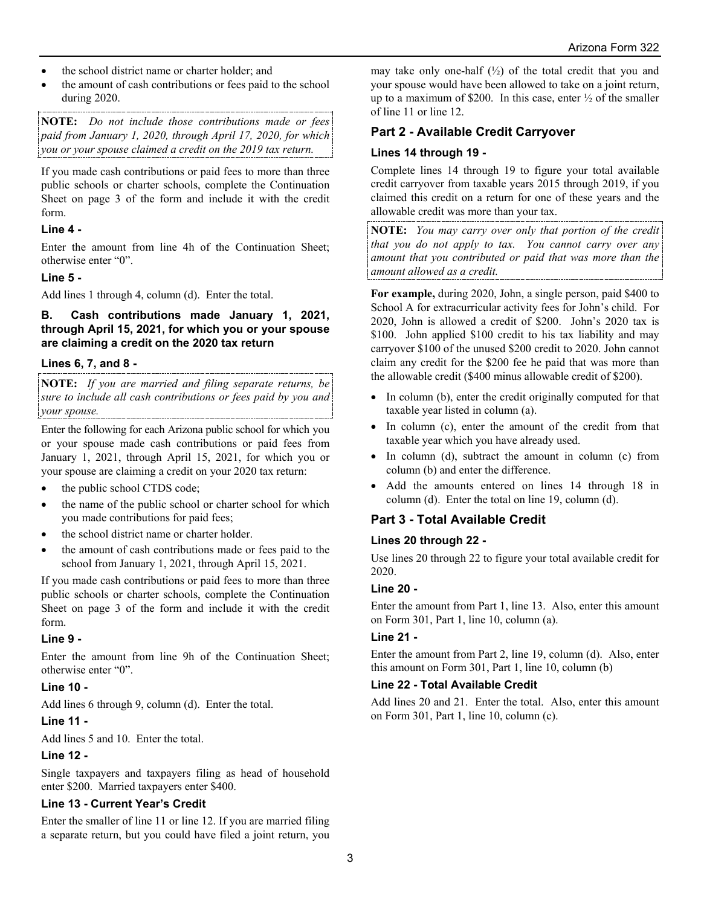- the school district name or charter holder; and
- the amount of cash contributions or fees paid to the school during 2020.

**NOTE:** *Do not include those contributions made or fees paid from January 1, 2020, through April 17, 2020, for which you or your spouse claimed a credit on the 2019 tax return.*

If you made cash contributions or paid fees to more than three public schools or charter schools, complete the Continuation Sheet on page 3 of the form and include it with the credit form.

### Line 4 -

Enter the amount from line 4h of the Continuation Sheet; otherwise enter "0".

### Line 5 -

Add lines 1 through 4, column (d). Enter the total.

### B. Cash contributions made January 1, 2021, through April 15, 2021, for which you or your spouse are claiming a credit on the 2020 tax return

### Lines 6, 7, and 8 -

**NOTE:** *If you are married and filing separate returns, be sure to include all cash contributions or fees paid by you and your spouse.*

Enter the following for each Arizona public school for which you or your spouse made cash contributions or paid fees from January 1, 2021, through April 15, 2021, for which you or your spouse are claiming a credit on your 2020 tax return:

- the public school CTDS code;
- the name of the public school or charter school for which you made contributions for paid fees;
- the school district name or charter holder.
- the amount of cash contributions made or fees paid to the school from January 1, 2021, through April 15, 2021.

If you made cash contributions or paid fees to more than three public schools or charter schools, complete the Continuation Sheet on page 3 of the form and include it with the credit form.

### Line 9 -

Enter the amount from line 9h of the Continuation Sheet; otherwise enter "0".

### Line 10 -

Add lines 6 through 9, column (d). Enter the total.

### Line 11 -

Add lines 5 and 10. Enter the total.

### Line 12 -

Single taxpayers and taxpayers filing as head of household enter $200. Married taxpayers enter $400.

### Line 13 - Current Year's Credit

Enter the smaller of line 11 or line 12. If you are married filing a separate return, but you could have filed a joint return, you may take only one-half (½) of the total credit that you and your spouse would have been allowed to take on a joint return, up to a maximum of $200. In this case, enter ½ of the smaller of line 11 or line 12.

## Part 2 - Available Credit Carryover

### Lines 14 through 19 -

Complete lines 14 through 19 to figure your total available credit carryover from taxable years 2015 through 2019, if you claimed this credit on a return for one of these years and the allowable credit was more than your tax.

**NOTE:** *You may carry over only that portion of the credit that you do not apply to tax. You cannot carry over any amount that you contributed or paid that was more than the amount allowed as a credit.*

**For example,** during 2020, John, a single person, paid $400 to School A for extracurricular activity fees for John's child. For 2020, John is allowed a credit of $200. John's 2020 tax is $100. John applied $100 credit to his tax liability and may carryover $100 of the unused $200 credit to 2020. John cannot claim any credit for the $200 fee he paid that was more than the allowable credit ($400 minus allowable credit of $200).

- In column (b), enter the credit originally computed for that taxable year listed in column (a).
- In column (c), enter the amount of the credit from that taxable year which you have already used.
- In column (d), subtract the amount in column (c) from column (b) and enter the difference.
- Add the amounts entered on lines 14 through 18 in column (d). Enter the total on line 19, column (d).

## Part 3 - Total Available Credit

### Lines 20 through 22 -

Use lines 20 through 22 to figure your total available credit for 2020.

### Line 20 -

Enter the amount from Part 1, line 13. Also, enter this amount on Form 301, Part 1, line 10, column (a).

### Line 21 -

Enter the amount from Part 2, line 19, column (d). Also, enter this amount on Form 301, Part 1, line 10, column (b)

### Line 22 - Total Available Credit

Add lines 20 and 21. Enter the total. Also, enter this amount on Form 301, Part 1, line 10, column (c).